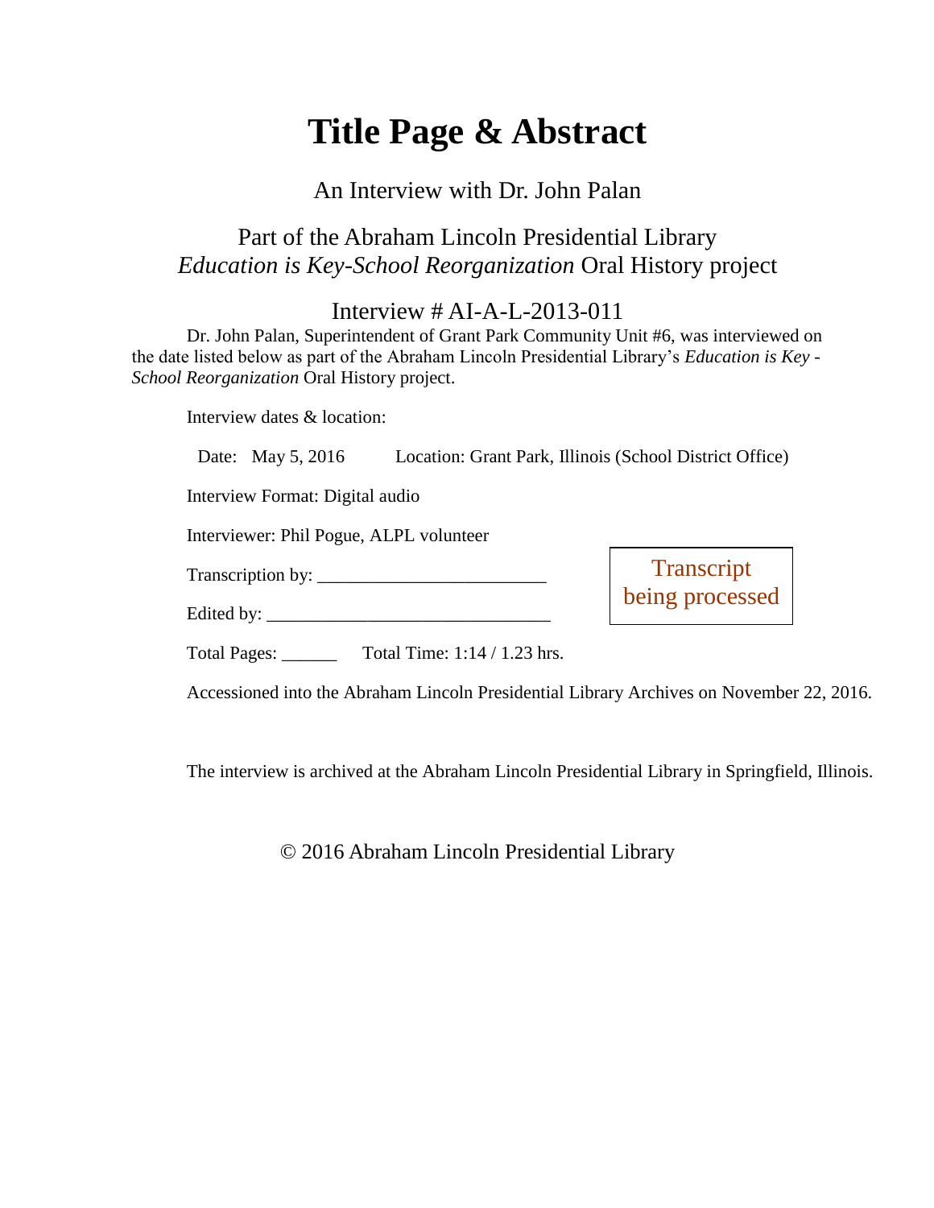# Title Page & Abstract

An Interview with Dr. John Palan

Part of the Abraham Lincoln Presidential Library
*Education is Key-School Reorganization* Oral History project

Interview # AI-A-L-2013-011

Dr. John Palan, Superintendent of Grant Park Community Unit #6, was interviewed on the date listed below as part of the Abraham Lincoln Presidential Library's *Education is Key - School Reorganization* Oral History project.

Interview dates & location:

Date: May 5, 2016 Location: Grant Park, Illinois (School District Office)

Interview Format: Digital audio

Interviewer: Phil Pogue, ALPL volunteer

Transcription by: ________________________

Edited by: ______________________________

Transcript being processed

Total Pages: ______ Total Time: 1:14 / 1.23 hrs.

Accessioned into the Abraham Lincoln Presidential Library Archives on November 22, 2016.

The interview is archived at the Abraham Lincoln Presidential Library in Springfield, Illinois.

© 2016 Abraham Lincoln Presidential Library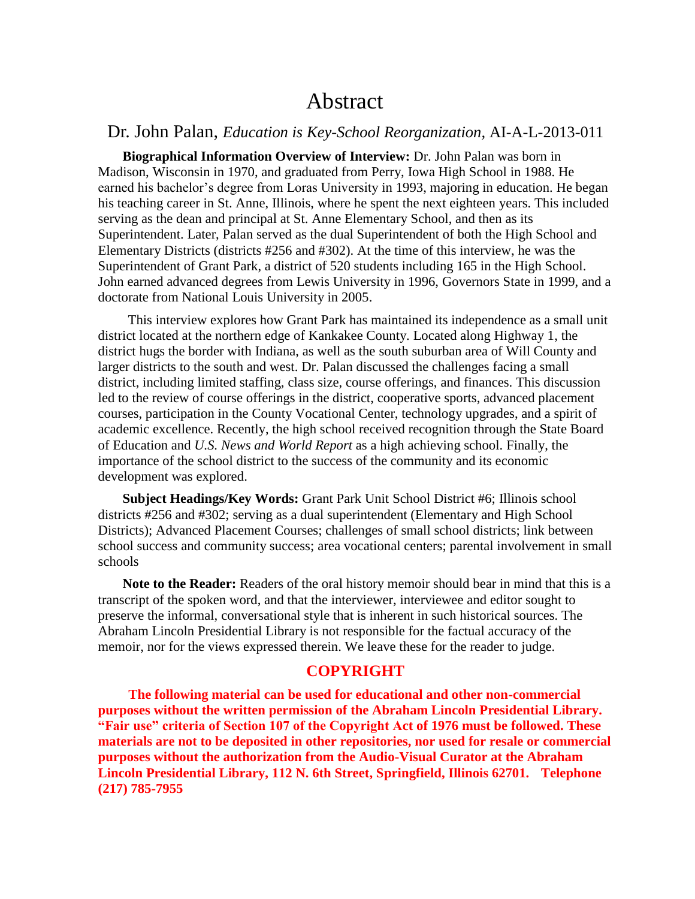# Abstract

## Dr. John Palan, *Education is Key-School Reorganization,* AI-A-L-2013-011

**Biographical Information Overview of Interview:** Dr. John Palan was born in Madison, Wisconsin in 1970, and graduated from Perry, Iowa High School in 1988. He earned his bachelor's degree from Loras University in 1993, majoring in education. He began his teaching career in St. Anne, Illinois, where he spent the next eighteen years. This included serving as the dean and principal at St. Anne Elementary School, and then as its Superintendent. Later, Palan served as the dual Superintendent of both the High School and Elementary Districts (districts #256 and #302). At the time of this interview, he was the Superintendent of Grant Park, a district of 520 students including 165 in the High School. John earned advanced degrees from Lewis University in 1996, Governors State in 1999, and a doctorate from National Louis University in 2005.

This interview explores how Grant Park has maintained its independence as a small unit district located at the northern edge of Kankakee County. Located along Highway 1, the district hugs the border with Indiana, as well as the south suburban area of Will County and larger districts to the south and west. Dr. Palan discussed the challenges facing a small district, including limited staffing, class size, course offerings, and finances. This discussion led to the review of course offerings in the district, cooperative sports, advanced placement courses, participation in the County Vocational Center, technology upgrades, and a spirit of academic excellence. Recently, the high school received recognition through the State Board of Education and *U.S. News and World Report* as a high achieving school. Finally, the importance of the school district to the success of the community and its economic development was explored.

**Subject Headings/Key Words:** Grant Park Unit School District #6; Illinois school districts #256 and #302; serving as a dual superintendent (Elementary and High School Districts); Advanced Placement Courses; challenges of small school districts; link between school success and community success; area vocational centers; parental involvement in small schools

**Note to the Reader:** Readers of the oral history memoir should bear in mind that this is a transcript of the spoken word, and that the interviewer, interviewee and editor sought to preserve the informal, conversational style that is inherent in such historical sources. The Abraham Lincoln Presidential Library is not responsible for the factual accuracy of the memoir, nor for the views expressed therein. We leave these for the reader to judge.

## COPYRIGHT

**The following material can be used for educational and other non-commercial purposes without the written permission of the Abraham Lincoln Presidential Library. "Fair use" criteria of Section 107 of the Copyright Act of 1976 must be followed. These materials are not to be deposited in other repositories, nor used for resale or commercial purposes without the authorization from the Audio-Visual Curator at the Abraham Lincoln Presidential Library, 112 N. 6th Street, Springfield, Illinois 62701. Telephone (217) 785-7955**